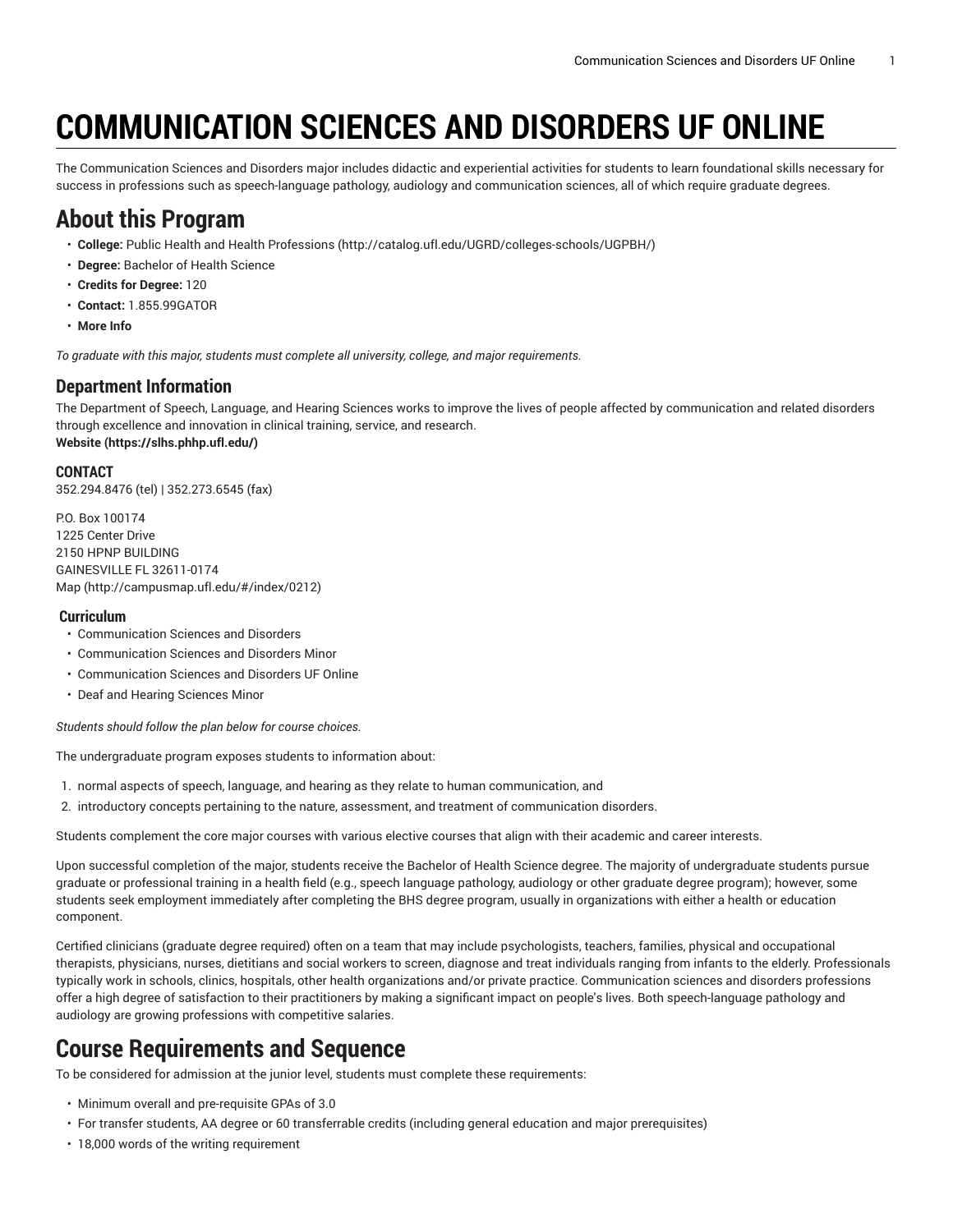# COMMUNICATION SCIENCES AND DISORDERS UF ONLINE

The Communication Sciences and Disorders major includes didactic and experiential activities for students to learn foundational skills necessary for success in professions such as speech-language pathology, audiology and communication sciences, all of which require graduate degrees.

## About this Program

- **College:** Public Health and Health Professions (http://catalog.ufl.edu/UGRD/colleges-schools/UGPBH/)
- **Degree:** Bachelor of Health Science
- **Credits for Degree:** 120
- **Contact:** 1.855.99GATOR
- **More Info**

*To graduate with this major, students must complete all university, college, and major requirements.*

### Department Information

The Department of Speech, Language, and Hearing Sciences works to improve the lives of people affected by communication and related disorders through excellence and innovation in clinical training, service, and research.
**Website (https://slhs.phhp.ufl.edu/)**

#### CONTACT

352.294.8476 (tel) | 352.273.6545 (fax)

P.O. Box 100174
1225 Center Drive
2150 HPNP BUILDING
GAINESVILLE FL 32611-0174
Map (http://campusmap.ufl.edu/#/index/0212)

#### Curriculum

- Communication Sciences and Disorders
- Communication Sciences and Disorders Minor
- Communication Sciences and Disorders UF Online
- Deaf and Hearing Sciences Minor

*Students should follow the plan below for course choices.*

The undergraduate program exposes students to information about:

1. normal aspects of speech, language, and hearing as they relate to human communication, and
2. introductory concepts pertaining to the nature, assessment, and treatment of communication disorders.

Students complement the core major courses with various elective courses that align with their academic and career interests.

Upon successful completion of the major, students receive the Bachelor of Health Science degree. The majority of undergraduate students pursue graduate or professional training in a health field (e.g., speech language pathology, audiology or other graduate degree program); however, some students seek employment immediately after completing the BHS degree program, usually in organizations with either a health or education component.

Certified clinicians (graduate degree required) often on a team that may include psychologists, teachers, families, physical and occupational therapists, physicians, nurses, dietitians and social workers to screen, diagnose and treat individuals ranging from infants to the elderly. Professionals typically work in schools, clinics, hospitals, other health organizations and/or private practice. Communication sciences and disorders professions offer a high degree of satisfaction to their practitioners by making a significant impact on people's lives. Both speech-language pathology and audiology are growing professions with competitive salaries.

## Course Requirements and Sequence

To be considered for admission at the junior level, students must complete these requirements:

- Minimum overall and pre-requisite GPAs of 3.0
- For transfer students, AA degree or 60 transferrable credits (including general education and major prerequisites)
- 18,000 words of the writing requirement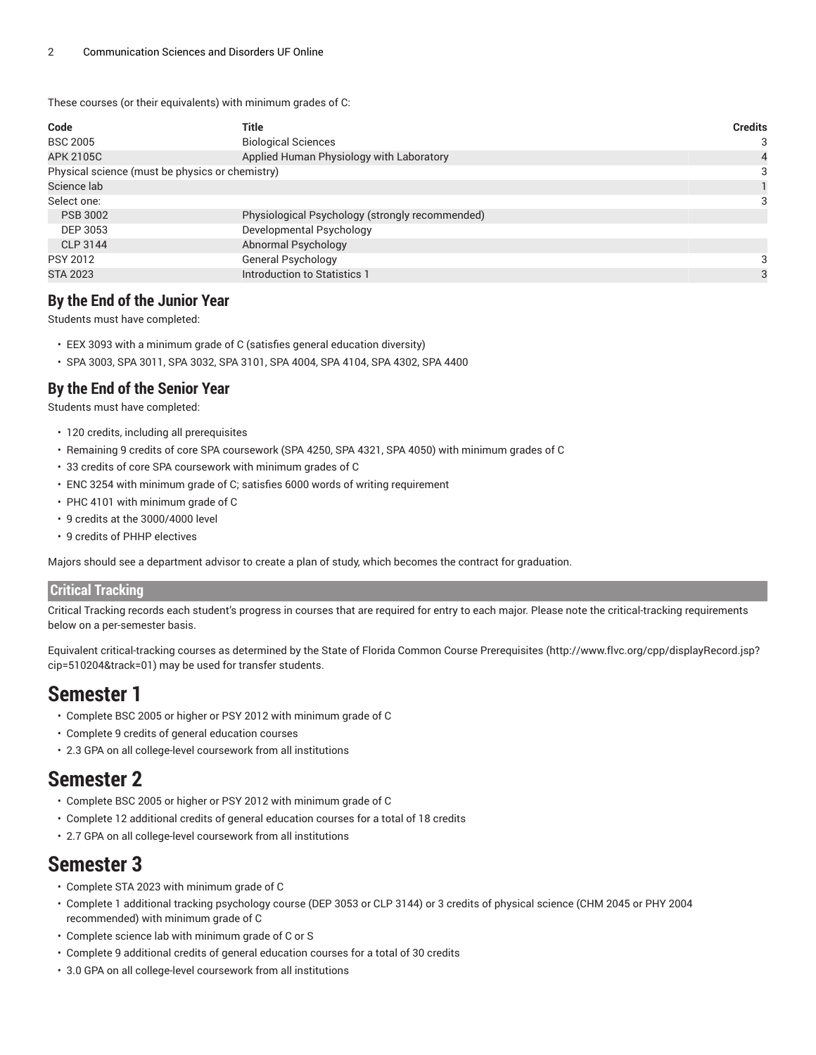These courses (or their equivalents) with minimum grades of C:

| Code | Title | Credits |
| --- | --- | --- |
| BSC 2005 | Biological Sciences | 3 |
| APK 2105C | Applied Human Physiology with Laboratory | 4 |
| Physical science (must be physics or chemistry) | | 3 |
| Science lab | | 1 |
| Select one: | | 3 |
| PSB 3002 | Physiological Psychology (strongly recommended) | |
| DEP 3053 | Developmental Psychology | |
| CLP 3144 | Abnormal Psychology | |
| PSY 2012 | General Psychology | 3 |
| STA 2023 | Introduction to Statistics 1 | 3 |

## By the End of the Junior Year

Students must have completed:

- EEX 3093 with a minimum grade of C (satisfies general education diversity)
- SPA 3003, SPA 3011, SPA 3032, SPA 3101, SPA 4004, SPA 4104, SPA 4302, SPA 4400

## By the End of the Senior Year

Students must have completed:

- 120 credits, including all prerequisites
- Remaining 9 credits of core SPA coursework (SPA 4250, SPA 4321, SPA 4050) with minimum grades of C
- 33 credits of core SPA coursework with minimum grades of C
- ENC 3254 with minimum grade of C; satisfies 6000 words of writing requirement
- PHC 4101 with minimum grade of C
- 9 credits at the 3000/4000 level
- 9 credits of PHHP electives

Majors should see a department advisor to create a plan of study, which becomes the contract for graduation.

## Critical Tracking

Critical Tracking records each student's progress in courses that are required for entry to each major. Please note the critical-tracking requirements below on a per-semester basis.

Equivalent critical-tracking courses as determined by the State of Florida Common Course Prerequisites (http://www.flvc.org/cpp/displayRecord.jsp?cip=510204&track=01) may be used for transfer students.

# Semester 1

- Complete BSC 2005 or higher or PSY 2012 with minimum grade of C
- Complete 9 credits of general education courses
- 2.3 GPA on all college-level coursework from all institutions

# Semester 2

- Complete BSC 2005 or higher or PSY 2012 with minimum grade of C
- Complete 12 additional credits of general education courses for a total of 18 credits
- 2.7 GPA on all college-level coursework from all institutions

# Semester 3

- Complete STA 2023 with minimum grade of C
- Complete 1 additional tracking psychology course (DEP 3053 or CLP 3144) or 3 credits of physical science (CHM 2045 or PHY 2004 recommended) with minimum grade of C
- Complete science lab with minimum grade of C or S
- Complete 9 additional credits of general education courses for a total of 30 credits
- 3.0 GPA on all college-level coursework from all institutions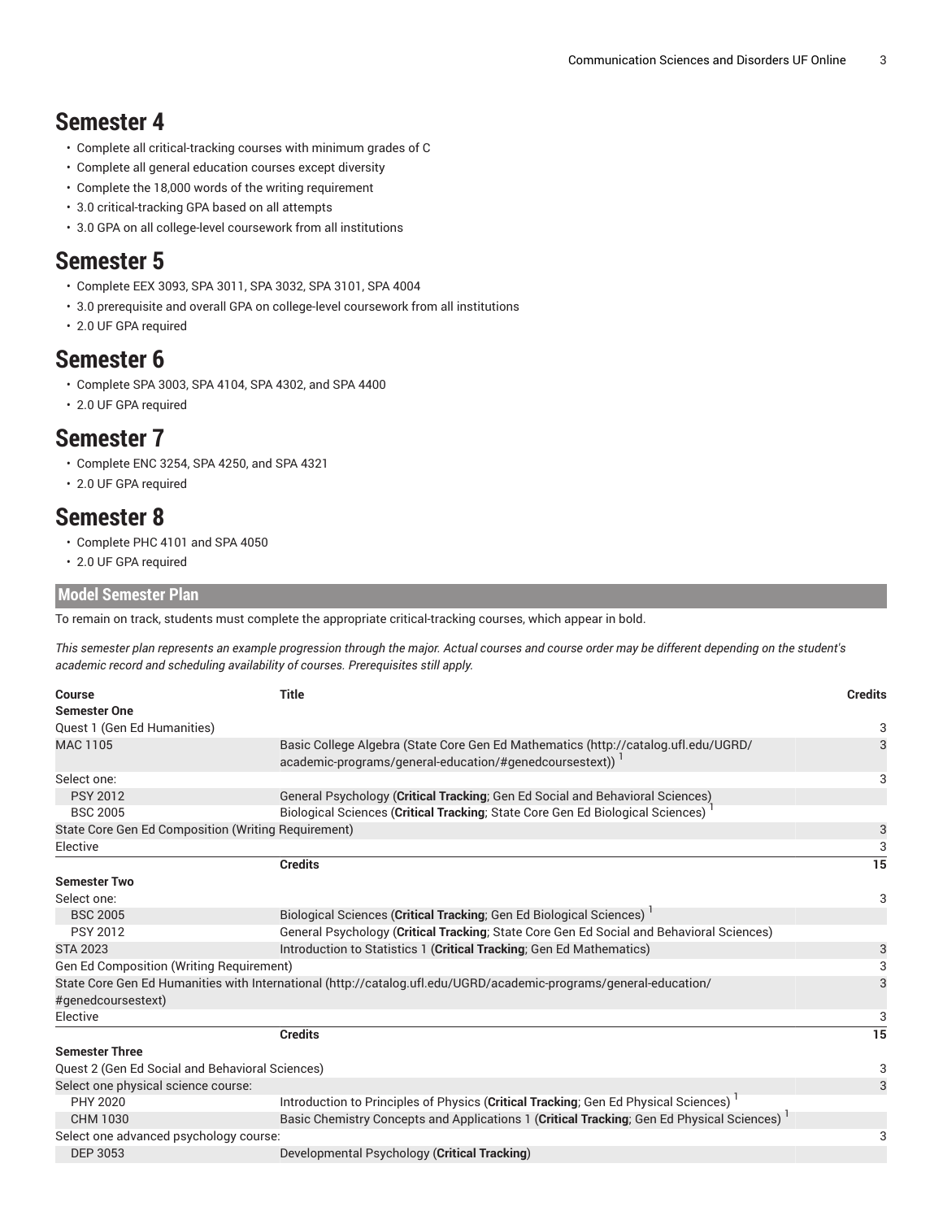## Semester 4

- Complete all critical-tracking courses with minimum grades of C
- Complete all general education courses except diversity
- Complete the 18,000 words of the writing requirement
- 3.0 critical-tracking GPA based on all attempts
- 3.0 GPA on all college-level coursework from all institutions

## Semester 5

- Complete EEX 3093, SPA 3011, SPA 3032, SPA 3101, SPA 4004
- 3.0 prerequisite and overall GPA on college-level coursework from all institutions
- 2.0 UF GPA required

## Semester 6

- Complete SPA 3003, SPA 4104, SPA 4302, and SPA 4400
- 2.0 UF GPA required

## Semester 7

- Complete ENC 3254, SPA 4250, and SPA 4321
- 2.0 UF GPA required

## Semester 8

- Complete PHC 4101 and SPA 4050
- 2.0 UF GPA required

### Model Semester Plan

To remain on track, students must complete the appropriate critical-tracking courses, which appear in bold.

*This semester plan represents an example progression through the major. Actual courses and course order may be different depending on the student's academic record and scheduling availability of courses. Prerequisites still apply.*

| Course | Title | Credits |
|---|---|---|
| **Semester One** | | |
| Quest 1 (Gen Ed Humanities) | | 3 |
| MAC 1105 | Basic College Algebra (State Core Gen Ed Mathematics (http://catalog.ufl.edu/UGRD/academic-programs/general-education/#genedcoursestext)) [1] | 3 |
| Select one: | | 3 |
| PSY 2012 | General Psychology (**Critical Tracking**; Gen Ed Social and Behavioral Sciences) | |
| BSC 2005 | Biological Sciences (**Critical Tracking**; State Core Gen Ed Biological Sciences) [1] | |
| State Core Gen Ed Composition (Writing Requirement) | | 3 |
| Elective | | 3 |
| | **Credits** | **15** |
| **Semester Two** | | |
| Select one: | | 3 |
| BSC 2005 | Biological Sciences (**Critical Tracking**; Gen Ed Biological Sciences) [1] | |
| PSY 2012 | General Psychology (**Critical Tracking**; State Core Gen Ed Social and Behavioral Sciences) | |
| STA 2023 | Introduction to Statistics 1 (**Critical Tracking**; Gen Ed Mathematics) | 3 |
| Gen Ed Composition (Writing Requirement) | | 3 |
| State Core Gen Ed Humanities with International (http://catalog.ufl.edu/UGRD/academic-programs/general-education/#genedcoursestext) | | 3 |
| Elective | | 3 |
| | **Credits** | **15** |
| **Semester Three** | | |
| Quest 2 (Gen Ed Social and Behavioral Sciences) | | 3 |
| Select one physical science course: | | 3 |
| PHY 2020 | Introduction to Principles of Physics (**Critical Tracking**; Gen Ed Physical Sciences) [1] | |
| CHM 1030 | Basic Chemistry Concepts and Applications 1 (**Critical Tracking**; Gen Ed Physical Sciences) [1] | |
| Select one advanced psychology course: | | 3 |
| DEP 3053 | Developmental Psychology (**Critical Tracking**) | |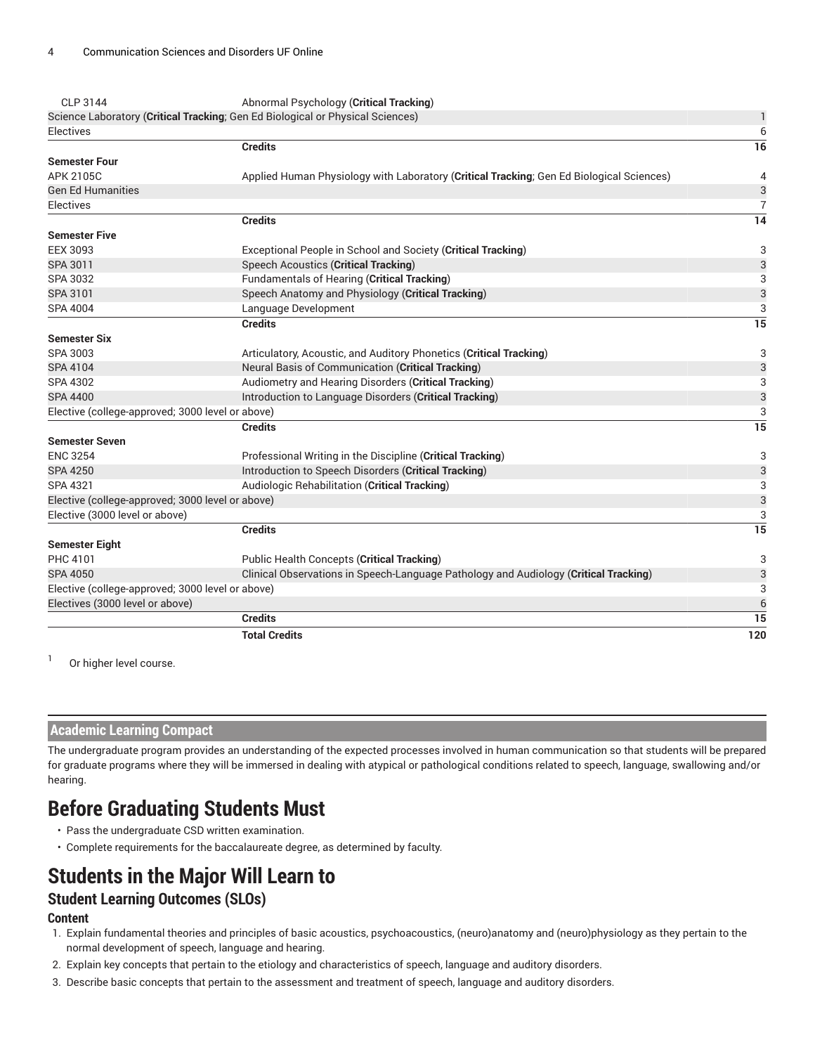| | | |
|---|---|---|
| CLP 3144 | Abnormal Psychology (**Critical Tracking**) | |
| Science Laboratory (**Critical Tracking**; Gen Ed Biological or Physical Sciences) | | 1 |
| Electives | | 6 |
| | **Credits** | **16** |
| **Semester Four** | | |
| APK 2105C | Applied Human Physiology with Laboratory (**Critical Tracking**; Gen Ed Biological Sciences) | 4 |
| Gen Ed Humanities | | 3 |
| Electives | | 7 |
| | **Credits** | **14** |
| **Semester Five** | | |
| EEX 3093 | Exceptional People in School and Society (**Critical Tracking**) | 3 |
| SPA 3011 | Speech Acoustics (**Critical Tracking**) | 3 |
| SPA 3032 | Fundamentals of Hearing (**Critical Tracking**) | 3 |
| SPA 3101 | Speech Anatomy and Physiology (**Critical Tracking**) | 3 |
| SPA 4004 | Language Development | 3 |
| | **Credits** | **15** |
| **Semester Six** | | |
| SPA 3003 | Articulatory, Acoustic, and Auditory Phonetics (**Critical Tracking**) | 3 |
| SPA 4104 | Neural Basis of Communication (**Critical Tracking**) | 3 |
| SPA 4302 | Audiometry and Hearing Disorders (**Critical Tracking**) | 3 |
| SPA 4400 | Introduction to Language Disorders (**Critical Tracking**) | 3 |
| Elective (college-approved; 3000 level or above) | | 3 |
| | **Credits** | **15** |
| **Semester Seven** | | |
| ENC 3254 | Professional Writing in the Discipline (**Critical Tracking**) | 3 |
| SPA 4250 | Introduction to Speech Disorders (**Critical Tracking**) | 3 |
| SPA 4321 | Audiologic Rehabilitation (**Critical Tracking**) | 3 |
| Elective (college-approved; 3000 level or above) | | 3 |
| Elective (3000 level or above) | | 3 |
| | **Credits** | **15** |
| **Semester Eight** | | |
| PHC 4101 | Public Health Concepts (**Critical Tracking**) | 3 |
| SPA 4050 | Clinical Observations in Speech-Language Pathology and Audiology (**Critical Tracking**) | 3 |
| Elective (college-approved; 3000 level or above) | | 3 |
| Electives (3000 level or above) | | 6 |
| | **Credits** | **15** |
| | **Total Credits** | **120** |

[1] Or higher level course.

## Academic Learning Compact

The undergraduate program provides an understanding of the expected processes involved in human communication so that students will be prepared for graduate programs where they will be immersed in dealing with atypical or pathological conditions related to speech, language, swallowing and/or hearing.

# Before Graduating Students Must

- Pass the undergraduate CSD written examination.
- Complete requirements for the baccalaureate degree, as determined by faculty.

# Students in the Major Will Learn to

## Student Learning Outcomes (SLOs)

### Content

1. Explain fundamental theories and principles of basic acoustics, psychoacoustics, (neuro)anatomy and (neuro)physiology as they pertain to the normal development of speech, language and hearing.
2. Explain key concepts that pertain to the etiology and characteristics of speech, language and auditory disorders.
3. Describe basic concepts that pertain to the assessment and treatment of speech, language and auditory disorders.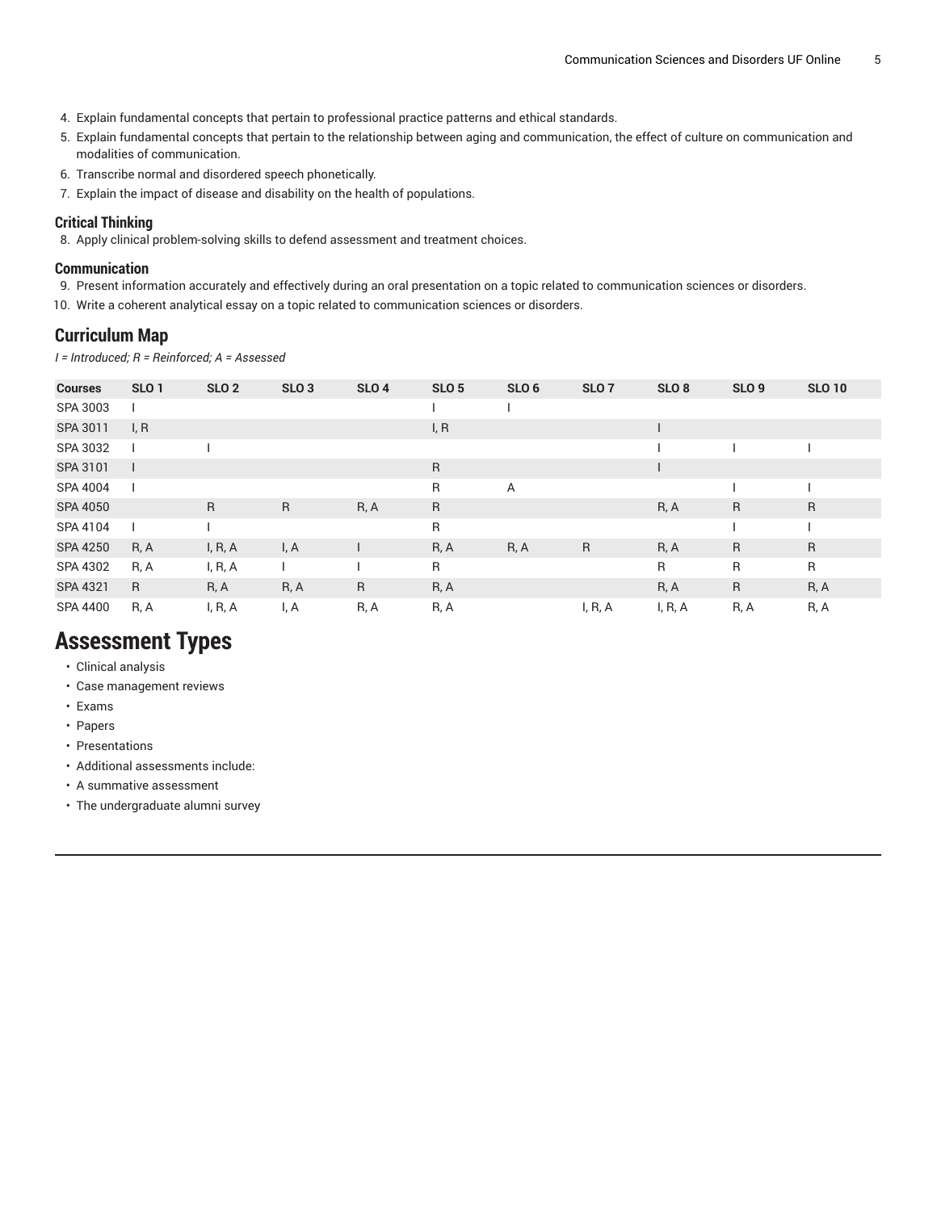4. Explain fundamental concepts that pertain to professional practice patterns and ethical standards.
5. Explain fundamental concepts that pertain to the relationship between aging and communication, the effect of culture on communication and modalities of communication.
6. Transcribe normal and disordered speech phonetically.
7. Explain the impact of disease and disability on the health of populations.

### Critical Thinking

8. Apply clinical problem-solving skills to defend assessment and treatment choices.

### Communication

9. Present information accurately and effectively during an oral presentation on a topic related to communication sciences or disorders.
10. Write a coherent analytical essay on a topic related to communication sciences or disorders.

## Curriculum Map

*I = Introduced; R = Reinforced; A = Assessed*

| Courses | SLO 1 | SLO 2 | SLO 3 | SLO 4 | SLO 5 | SLO 6 | SLO 7 | SLO 8 | SLO 9 | SLO 10 |
|---|---|---|---|---|---|---|---|---|---|---|
| SPA 3003 | I | | | | I | I | | | | |
| SPA 3011 | I, R | | | | I, R | | | I | | |
| SPA 3032 | I | I | | | | | | I | I | I |
| SPA 3101 | I | | | | R | | | I | | |
| SPA 4004 | I | | | | R | A | | | I | I |
| SPA 4050 | | R | R | R, A | R | | | R, A | R | R |
| SPA 4104 | I | I | | | R | | | | I | I |
| SPA 4250 | R, A | I, R, A | I, A | I | R, A | R, A | R | R, A | R | R |
| SPA 4302 | R, A | I, R, A | I | I | R | | | R | R | R |
| SPA 4321 | R | R, A | R, A | R | R, A | | | R, A | R | R, A |
| SPA 4400 | R, A | I, R, A | I, A | R, A | R, A | | I, R, A | I, R, A | R, A | R, A |

# Assessment Types

- Clinical analysis
- Case management reviews
- Exams
- Papers
- Presentations
- Additional assessments include:
- A summative assessment
- The undergraduate alumni survey